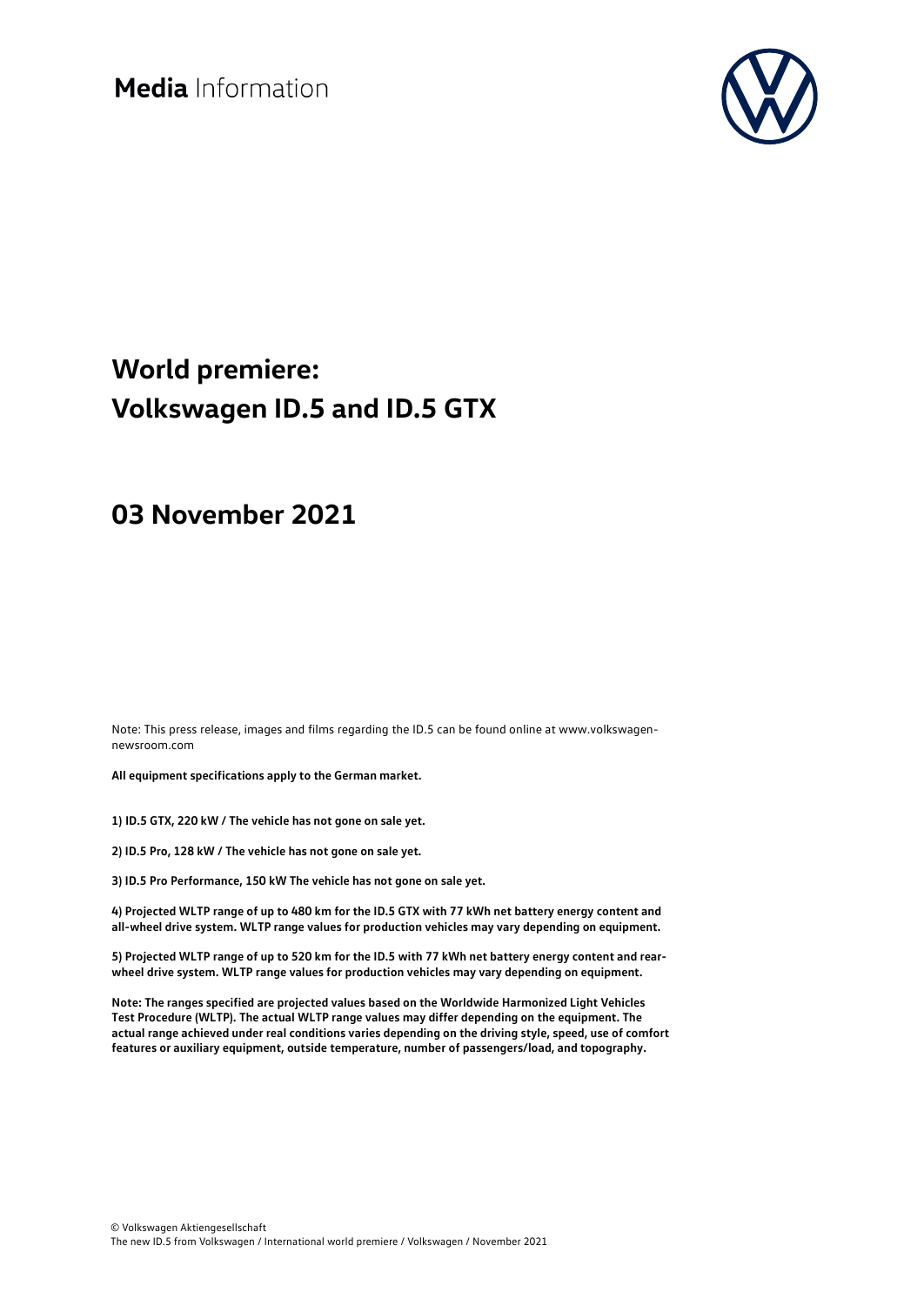**Media** Information

# World premiere: Volkswagen ID.5 and ID.5 GTX

## 03 November 2021

Note: This press release, images and films regarding the ID.5 can be found online at www.volkswagen-newsroom.com

**All equipment specifications apply to the German market.**

**1) ID.5 GTX, 220 kW / The vehicle has not gone on sale yet.**

**2) ID.5 Pro, 128 kW / The vehicle has not gone on sale yet.**

**3) ID.5 Pro Performance, 150 kW The vehicle has not gone on sale yet.**

**4) Projected WLTP range of up to 480 km for the ID.5 GTX with 77 kWh net battery energy content and all-wheel drive system. WLTP range values for production vehicles may vary depending on equipment.**

**5) Projected WLTP range of up to 520 km for the ID.5 with 77 kWh net battery energy content and rear-wheel drive system. WLTP range values for production vehicles may vary depending on equipment.**

**Note: The ranges specified are projected values based on the Worldwide Harmonized Light Vehicles Test Procedure (WLTP). The actual WLTP range values may differ depending on the equipment. The actual range achieved under real conditions varies depending on the driving style, speed, use of comfort features or auxiliary equipment, outside temperature, number of passengers/load, and topography.**

© Volkswagen Aktiengesellschaft
The new ID.5 from Volkswagen / International world premiere / Volkswagen / November 2021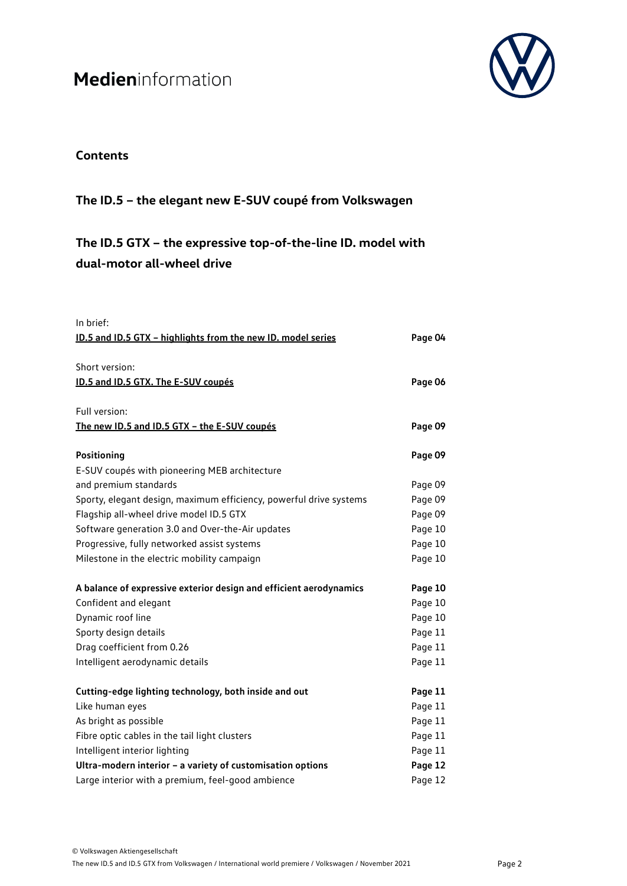## Contents

## The ID.5 – the elegant new E-SUV coupé from Volkswagen

## The ID.5 GTX – the expressive top-of-the-line ID. model with dual-motor all-wheel drive

| | |
|---|---|
| In brief:<br>**ID.5 and ID.5 GTX – highlights from the new ID. model series** | **Page 04** |
| Short version:<br>**ID.5 and ID.5 GTX. The E-SUV coupés** | **Page 06** |
| Full version:<br>**The new ID.5 and ID.5 GTX – the E-SUV coupés** | **Page 09** |
| **Positioning** | **Page 09** |
| E-SUV coupés with pioneering MEB architecture and premium standards | Page 09 |
| Sporty, elegant design, maximum efficiency, powerful drive systems | Page 09 |
| Flagship all-wheel drive model ID.5 GTX | Page 09 |
| Software generation 3.0 and Over-the-Air updates | Page 10 |
| Progressive, fully networked assist systems | Page 10 |
| Milestone in the electric mobility campaign | Page 10 |
| **A balance of expressive exterior design and efficient aerodynamics** | **Page 10** |
| Confident and elegant | Page 10 |
| Dynamic roof line | Page 10 |
| Sporty design details | Page 11 |
| Drag coefficient from 0.26 | Page 11 |
| Intelligent aerodynamic details | Page 11 |
| **Cutting-edge lighting technology, both inside and out** | **Page 11** |
| Like human eyes | Page 11 |
| As bright as possible | Page 11 |
| Fibre optic cables in the tail light clusters | Page 11 |
| Intelligent interior lighting | Page 11 |
| **Ultra-modern interior – a variety of customisation options** | **Page 12** |
| Large interior with a premium, feel-good ambience | Page 12 |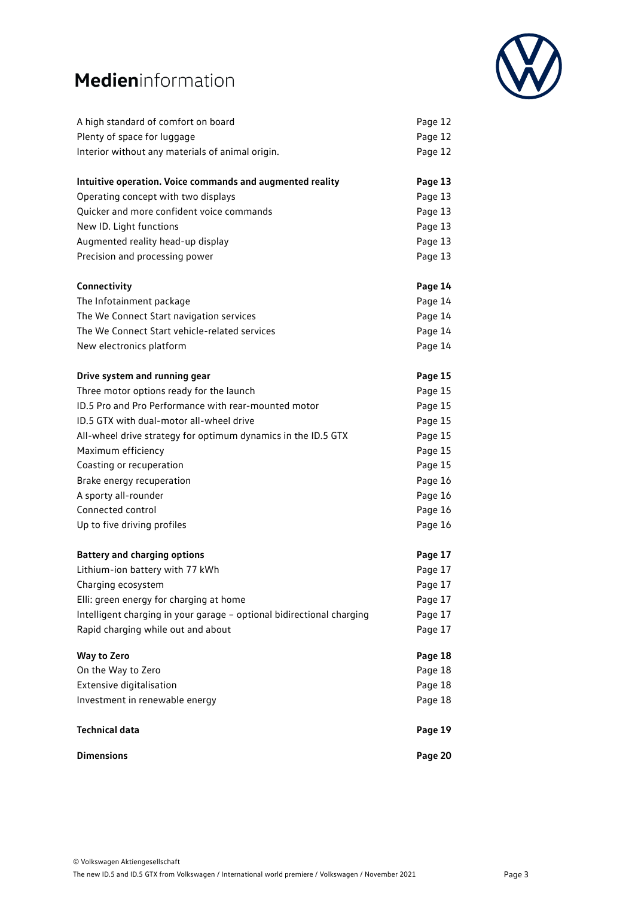| | |
|---|---|
| A high standard of comfort on board | Page 12 |
| Plenty of space for luggage | Page 12 |
| Interior without any materials of animal origin. | Page 12 |
| | |
| **Intuitive operation. Voice commands and augmented reality** | **Page 13** |
| Operating concept with two displays | Page 13 |
| Quicker and more confident voice commands | Page 13 |
| New ID. Light functions | Page 13 |
| Augmented reality head-up display | Page 13 |
| Precision and processing power | Page 13 |
| | |
| **Connectivity** | **Page 14** |
| The Infotainment package | Page 14 |
| The We Connect Start navigation services | Page 14 |
| The We Connect Start vehicle-related services | Page 14 |
| New electronics platform | Page 14 |
| | |
| **Drive system and running gear** | **Page 15** |
| Three motor options ready for the launch | Page 15 |
| ID.5 Pro and Pro Performance with rear-mounted motor | Page 15 |
| ID.5 GTX with dual-motor all-wheel drive | Page 15 |
| All-wheel drive strategy for optimum dynamics in the ID.5 GTX | Page 15 |
| Maximum efficiency | Page 15 |
| Coasting or recuperation | Page 15 |
| Brake energy recuperation | Page 16 |
| A sporty all-rounder | Page 16 |
| Connected control | Page 16 |
| Up to five driving profiles | Page 16 |
| | |
| **Battery and charging options** | **Page 17** |
| Lithium-ion battery with 77 kWh | Page 17 |
| Charging ecosystem | Page 17 |
| Elli: green energy for charging at home | Page 17 |
| Intelligent charging in your garage – optional bidirectional charging | Page 17 |
| Rapid charging while out and about | Page 17 |
| | |
| **Way to Zero** | **Page 18** |
| On the Way to Zero | Page 18 |
| Extensive digitalisation | Page 18 |
| Investment in renewable energy | Page 18 |
| | |
| **Technical data** | **Page 19** |
| | |
| **Dimensions** | **Page 20** |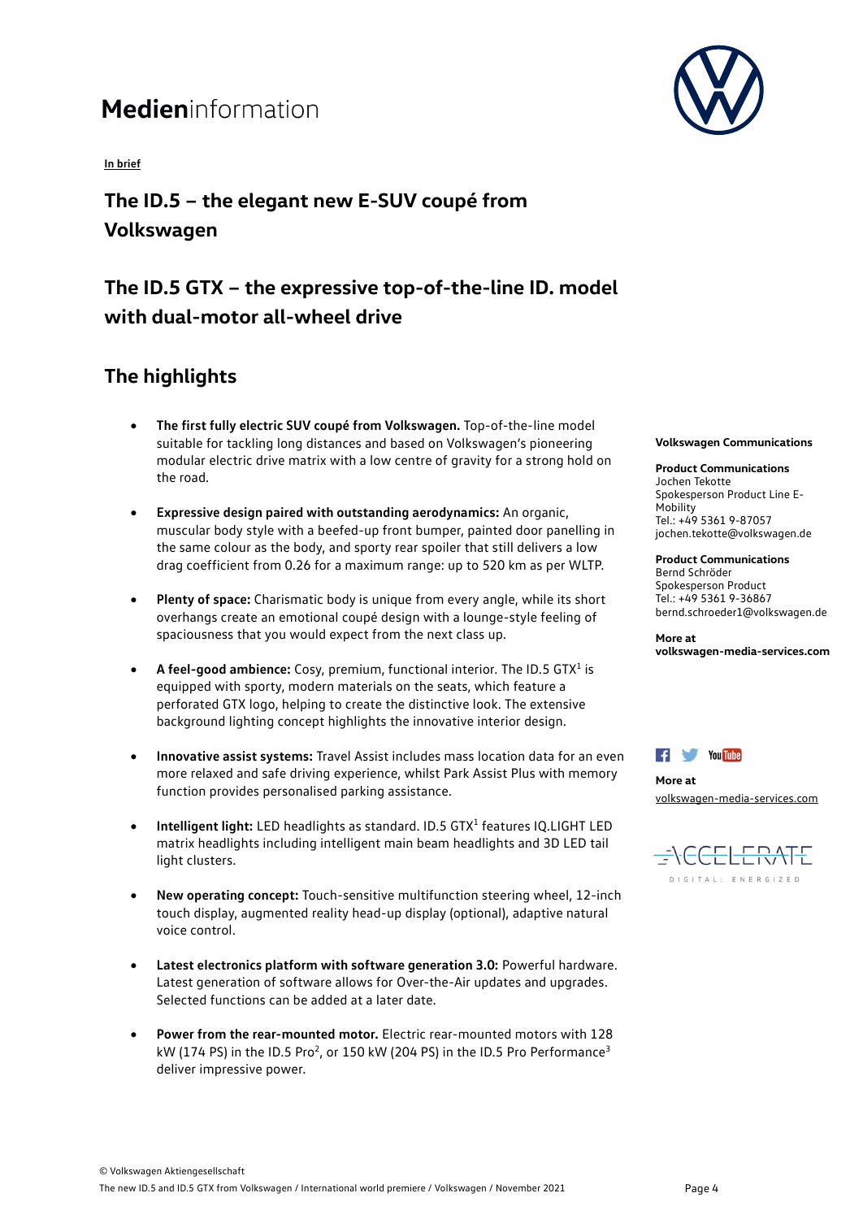# Medieninformation

**In brief**

## The ID.5 – the elegant new E-SUV coupé from Volkswagen

## The ID.5 GTX – the expressive top-of-the-line ID. model with dual-motor all-wheel drive

## The highlights

- **The first fully electric SUV coupé from Volkswagen.** Top-of-the-line model suitable for tackling long distances and based on Volkswagen's pioneering modular electric drive matrix with a low centre of gravity for a strong hold on the road.

- **Expressive design paired with outstanding aerodynamics:** An organic, muscular body style with a beefed-up front bumper, painted door panelling in the same colour as the body, and sporty rear spoiler that still delivers a low drag coefficient from 0.26 for a maximum range: up to 520 km as per WLTP.

- **Plenty of space:** Charismatic body is unique from every angle, while its short overhangs create an emotional coupé design with a lounge-style feeling of spaciousness that you would expect from the next class up.

- **A feel-good ambience:** Cosy, premium, functional interior. The ID.5 GTX[1] is equipped with sporty, modern materials on the seats, which feature a perforated GTX logo, helping to create the distinctive look. The extensive background lighting concept highlights the innovative interior design.

- **Innovative assist systems:** Travel Assist includes mass location data for an even more relaxed and safe driving experience, whilst Park Assist Plus with memory function provides personalised parking assistance.

- **Intelligent light:** LED headlights as standard. ID.5 GTX[1] features IQ.LIGHT LED matrix headlights including intelligent main beam headlights and 3D LED tail light clusters.

- **New operating concept:** Touch-sensitive multifunction steering wheel, 12-inch touch display, augmented reality head-up display (optional), adaptive natural voice control.

- **Latest electronics platform with software generation 3.0:** Powerful hardware. Latest generation of software allows for Over-the-Air updates and upgrades. Selected functions can be added at a later date.

- **Power from the rear-mounted motor.** Electric rear-mounted motors with 128 kW (174 PS) in the ID.5 Pro[2], or 150 kW (204 PS) in the ID.5 Pro Performance[3] deliver impressive power.

**Volkswagen Communications**

**Product Communications**
Jochen Tekotte
Spokesperson Product Line E-Mobility
Tel.: +49 5361 9-87057
jochen.tekotte@volkswagen.de

**Product Communications**
Bernd Schröder
Spokesperson Product
Tel.: +49 5361 9-36867
bernd.schroeder1@volkswagen.de

**More at**
**volkswagen-media-services.com**

**More at**
volkswagen-media-services.com

ACCELERATE
DIGITAL: ENERGIZED

© Volkswagen Aktiengesellschaft
The new ID.5 and ID.5 GTX from Volkswagen / International world premiere / Volkswagen / November 2021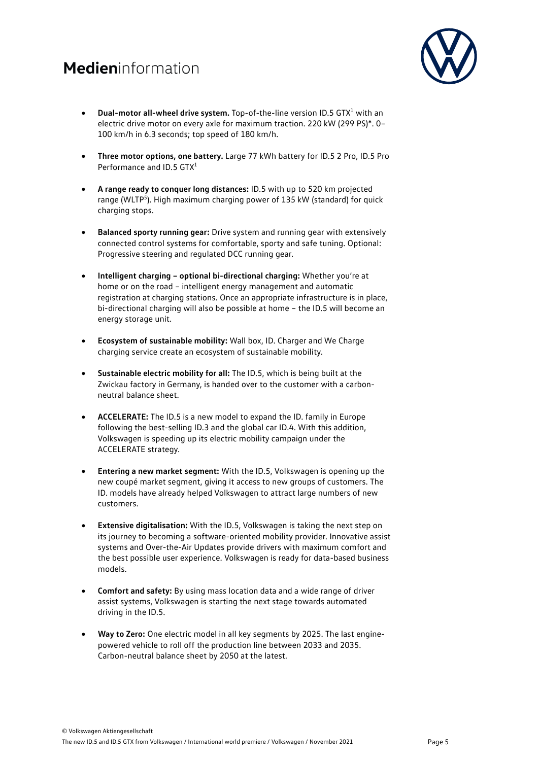- **Dual-motor all-wheel drive system.** Top-of-the-line version ID.5 GTX[1] with an electric drive motor on every axle for maximum traction. 220 kW (299 PS)*. 0–100 km/h in 6.3 seconds; top speed of 180 km/h.

- **Three motor options, one battery.** Large 77 kWh battery for ID.5 2 Pro, ID.5 Pro Performance and ID.5 GTX[1]

- **A range ready to conquer long distances:** ID.5 with up to 520 km projected range (WLTP[5]). High maximum charging power of 135 kW (standard) for quick charging stops.

- **Balanced sporty running gear:** Drive system and running gear with extensively connected control systems for comfortable, sporty and safe tuning. Optional: Progressive steering and regulated DCC running gear.

- **Intelligent charging – optional bi-directional charging:** Whether you're at home or on the road – intelligent energy management and automatic registration at charging stations. Once an appropriate infrastructure is in place, bi-directional charging will also be possible at home – the ID.5 will become an energy storage unit.

- **Ecosystem of sustainable mobility:** Wall box, ID. Charger and We Charge charging service create an ecosystem of sustainable mobility.

- **Sustainable electric mobility for all:** The ID.5, which is being built at the Zwickau factory in Germany, is handed over to the customer with a carbon-neutral balance sheet.

- **ACCELERATE:** The ID.5 is a new model to expand the ID. family in Europe following the best-selling ID.3 and the global car ID.4. With this addition, Volkswagen is speeding up its electric mobility campaign under the ACCELERATE strategy.

- **Entering a new market segment:** With the ID.5, Volkswagen is opening up the new coupé market segment, giving it access to new groups of customers. The ID. models have already helped Volkswagen to attract large numbers of new customers.

- **Extensive digitalisation:** With the ID.5, Volkswagen is taking the next step on its journey to becoming a software-oriented mobility provider. Innovative assist systems and Over-the-Air Updates provide drivers with maximum comfort and the best possible user experience. Volkswagen is ready for data-based business models.

- **Comfort and safety:** By using mass location data and a wide range of driver assist systems, Volkswagen is starting the next stage towards automated driving in the ID.5.

- **Way to Zero:** One electric model in all key segments by 2025. The last engine-powered vehicle to roll off the production line between 2033 and 2035. Carbon-neutral balance sheet by 2050 at the latest.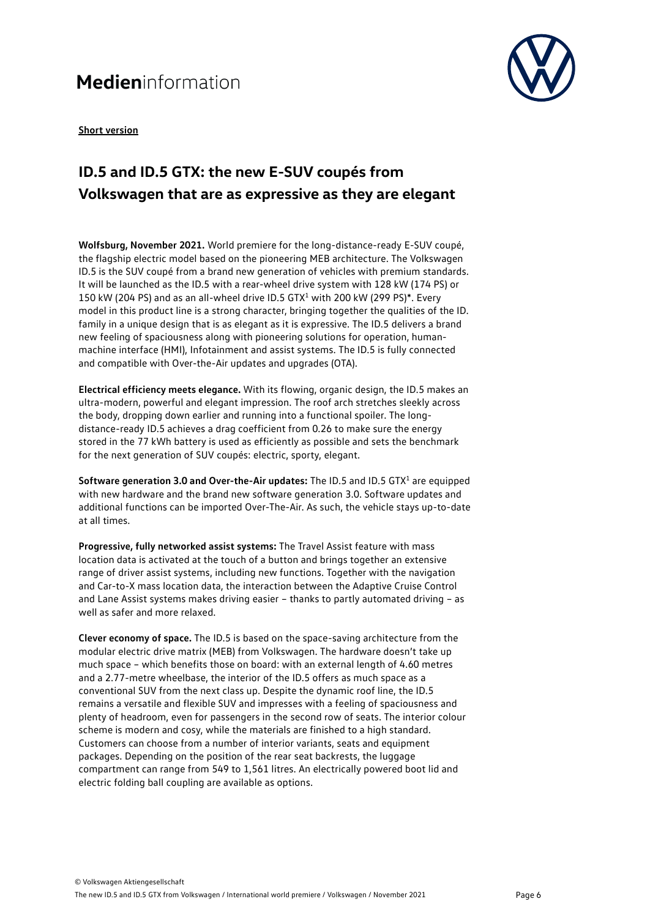# Medieninformation

**Short version**

## ID.5 and ID.5 GTX: the new E-SUV coupés from Volkswagen that are as expressive as they are elegant

**Wolfsburg, November 2021.** World premiere for the long-distance-ready E-SUV coupé, the flagship electric model based on the pioneering MEB architecture. The Volkswagen ID.5 is the SUV coupé from a brand new generation of vehicles with premium standards. It will be launched as the ID.5 with a rear-wheel drive system with 128 kW (174 PS) or 150 kW (204 PS) and as an all-wheel drive ID.5 GTX[1] with 200 kW (299 PS)*. Every model in this product line is a strong character, bringing together the qualities of the ID. family in a unique design that is as elegant as it is expressive. The ID.5 delivers a brand new feeling of spaciousness along with pioneering solutions for operation, human-machine interface (HMI), Infotainment and assist systems. The ID.5 is fully connected and compatible with Over-the-Air updates and upgrades (OTA).

**Electrical efficiency meets elegance.** With its flowing, organic design, the ID.5 makes an ultra-modern, powerful and elegant impression. The roof arch stretches sleekly across the body, dropping down earlier and running into a functional spoiler. The long-distance-ready ID.5 achieves a drag coefficient from 0.26 to make sure the energy stored in the 77 kWh battery is used as efficiently as possible and sets the benchmark for the next generation of SUV coupés: electric, sporty, elegant.

**Software generation 3.0 and Over-the-Air updates:** The ID.5 and ID.5 GTX[1] are equipped with new hardware and the brand new software generation 3.0. Software updates and additional functions can be imported Over-The-Air. As such, the vehicle stays up-to-date at all times.

**Progressive, fully networked assist systems:** The Travel Assist feature with mass location data is activated at the touch of a button and brings together an extensive range of driver assist systems, including new functions. Together with the navigation and Car-to-X mass location data, the interaction between the Adaptive Cruise Control and Lane Assist systems makes driving easier – thanks to partly automated driving – as well as safer and more relaxed.

**Clever economy of space.** The ID.5 is based on the space-saving architecture from the modular electric drive matrix (MEB) from Volkswagen. The hardware doesn't take up much space – which benefits those on board: with an external length of 4.60 metres and a 2.77-metre wheelbase, the interior of the ID.5 offers as much space as a conventional SUV from the next class up. Despite the dynamic roof line, the ID.5 remains a versatile and flexible SUV and impresses with a feeling of spaciousness and plenty of headroom, even for passengers in the second row of seats. The interior colour scheme is modern and cosy, while the materials are finished to a high standard. Customers can choose from a number of interior variants, seats and equipment packages. Depending on the position of the rear seat backrests, the luggage compartment can range from 549 to 1,561 litres. An electrically powered boot lid and electric folding ball coupling are available as options.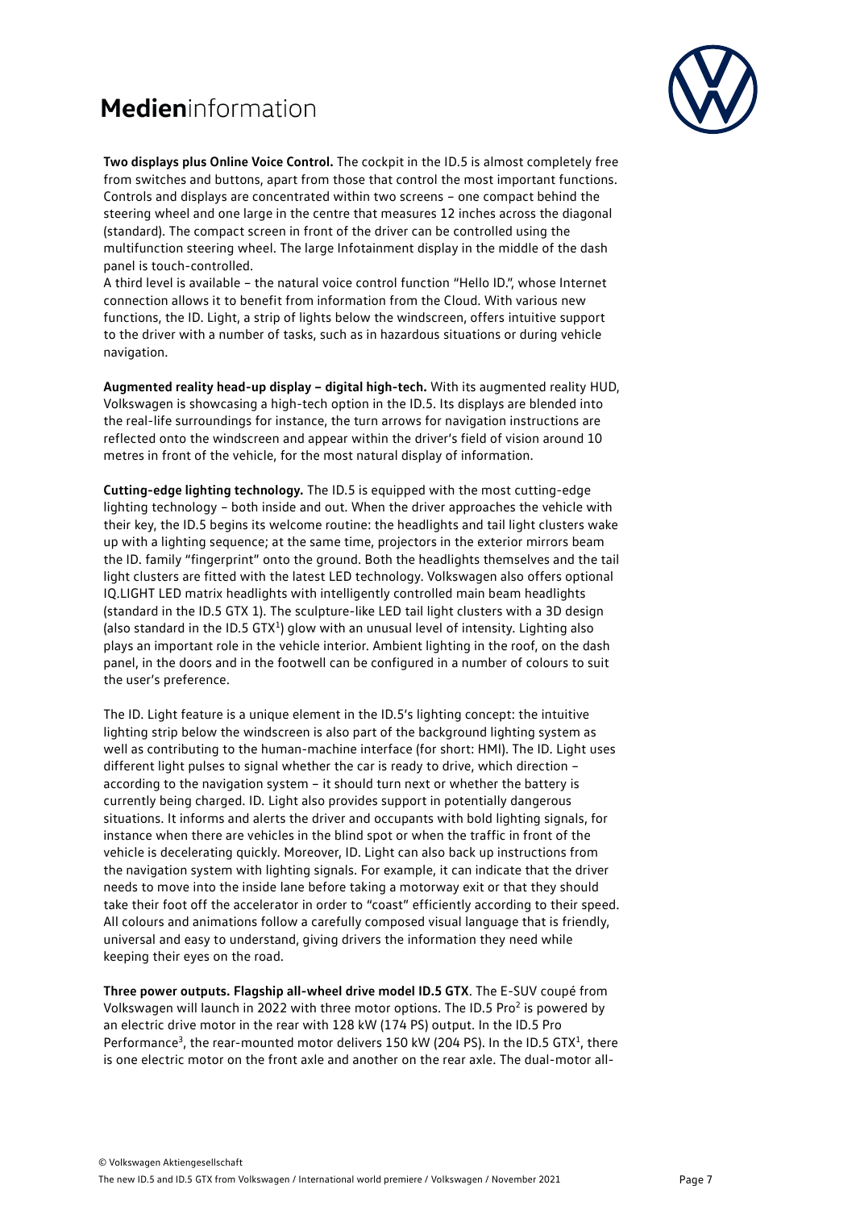**Two displays plus Online Voice Control.** The cockpit in the ID.5 is almost completely free from switches and buttons, apart from those that control the most important functions. Controls and displays are concentrated within two screens – one compact behind the steering wheel and one large in the centre that measures 12 inches across the diagonal (standard). The compact screen in front of the driver can be controlled using the multifunction steering wheel. The large Infotainment display in the middle of the dash panel is touch-controlled.
A third level is available – the natural voice control function "Hello ID.", whose Internet connection allows it to benefit from information from the Cloud. With various new functions, the ID. Light, a strip of lights below the windscreen, offers intuitive support to the driver with a number of tasks, such as in hazardous situations or during vehicle navigation.

**Augmented reality head-up display – digital high-tech.** With its augmented reality HUD, Volkswagen is showcasing a high-tech option in the ID.5. Its displays are blended into the real-life surroundings for instance, the turn arrows for navigation instructions are reflected onto the windscreen and appear within the driver's field of vision around 10 metres in front of the vehicle, for the most natural display of information.

**Cutting-edge lighting technology.** The ID.5 is equipped with the most cutting-edge lighting technology – both inside and out. When the driver approaches the vehicle with their key, the ID.5 begins its welcome routine: the headlights and tail light clusters wake up with a lighting sequence; at the same time, projectors in the exterior mirrors beam the ID. family "fingerprint" onto the ground. Both the headlights themselves and the tail light clusters are fitted with the latest LED technology. Volkswagen also offers optional IQ.LIGHT LED matrix headlights with intelligently controlled main beam headlights (standard in the ID.5 GTX 1). The sculpture-like LED tail light clusters with a 3D design (also standard in the ID.5 GTX[1]) glow with an unusual level of intensity. Lighting also plays an important role in the vehicle interior. Ambient lighting in the roof, on the dash panel, in the doors and in the footwell can be configured in a number of colours to suit the user's preference.

The ID. Light feature is a unique element in the ID.5's lighting concept: the intuitive lighting strip below the windscreen is also part of the background lighting system as well as contributing to the human-machine interface (for short: HMI). The ID. Light uses different light pulses to signal whether the car is ready to drive, which direction – according to the navigation system – it should turn next or whether the battery is currently being charged. ID. Light also provides support in potentially dangerous situations. It informs and alerts the driver and occupants with bold lighting signals, for instance when there are vehicles in the blind spot or when the traffic in front of the vehicle is decelerating quickly. Moreover, ID. Light can also back up instructions from the navigation system with lighting signals. For example, it can indicate that the driver needs to move into the inside lane before taking a motorway exit or that they should take their foot off the accelerator in order to "coast" efficiently according to their speed. All colours and animations follow a carefully composed visual language that is friendly, universal and easy to understand, giving drivers the information they need while keeping their eyes on the road.

**Three power outputs. Flagship all-wheel drive model ID.5 GTX**. The E-SUV coupé from Volkswagen will launch in 2022 with three motor options. The ID.5 Pro[2] is powered by an electric drive motor in the rear with 128 kW (174 PS) output. In the ID.5 Pro Performance[3], the rear-mounted motor delivers 150 kW (204 PS). In the ID.5 GTX[1], there is one electric motor on the front axle and another on the rear axle. The dual-motor all-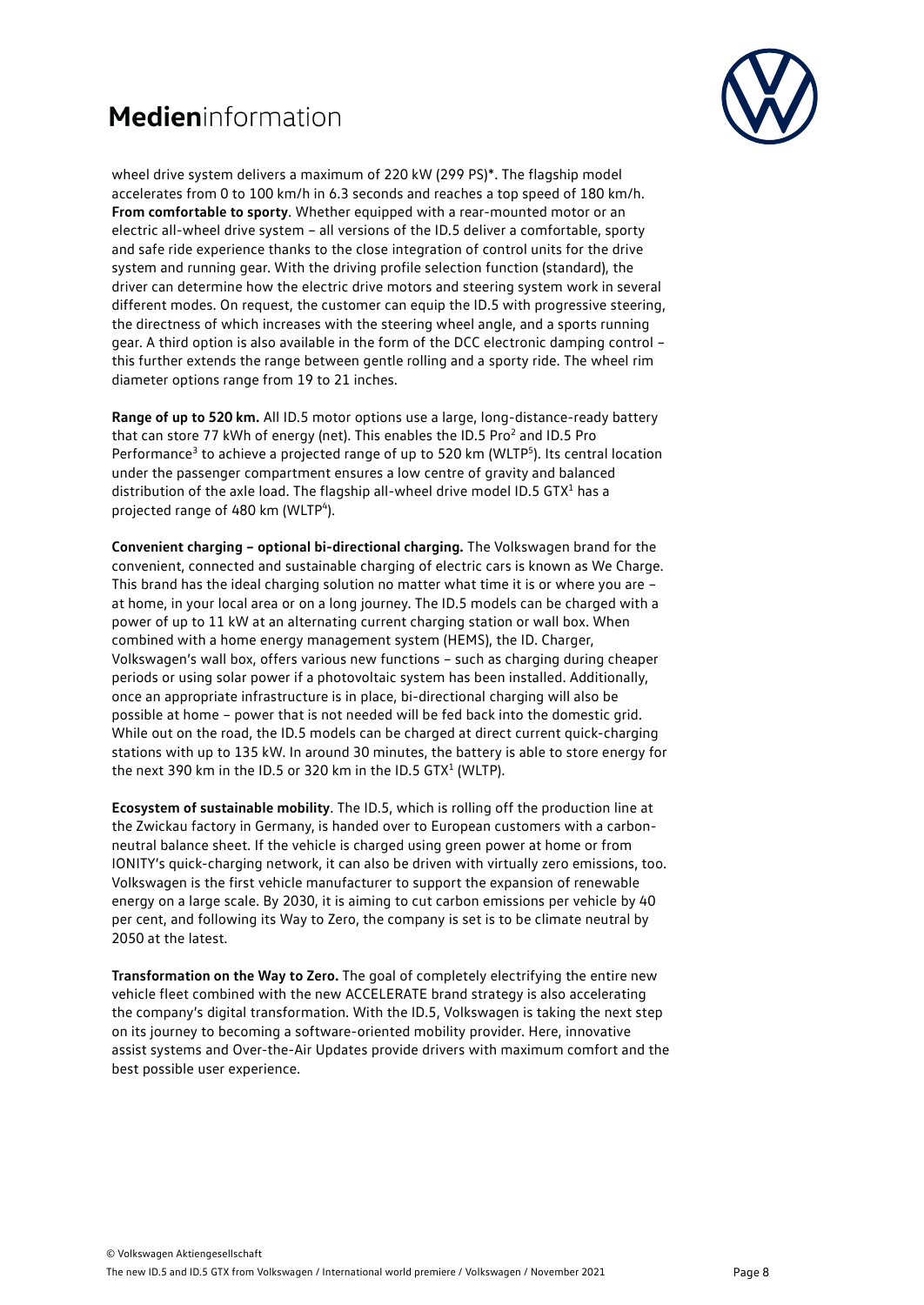wheel drive system delivers a maximum of 220 kW (299 PS)*. The flagship model accelerates from 0 to 100 km/h in 6.3 seconds and reaches a top speed of 180 km/h. **From comfortable to sporty**. Whether equipped with a rear-mounted motor or an electric all-wheel drive system – all versions of the ID.5 deliver a comfortable, sporty and safe ride experience thanks to the close integration of control units for the drive system and running gear. With the driving profile selection function (standard), the driver can determine how the electric drive motors and steering system work in several different modes. On request, the customer can equip the ID.5 with progressive steering, the directness of which increases with the steering wheel angle, and a sports running gear. A third option is also available in the form of the DCC electronic damping control – this further extends the range between gentle rolling and a sporty ride. The wheel rim diameter options range from 19 to 21 inches.

**Range of up to 520 km.** All ID.5 motor options use a large, long-distance-ready battery that can store 77 kWh of energy (net). This enables the ID.5 Pro[2] and ID.5 Pro Performance[3] to achieve a projected range of up to 520 km (WLTP[5]). Its central location under the passenger compartment ensures a low centre of gravity and balanced distribution of the axle load. The flagship all-wheel drive model ID.5 GTX[1] has a projected range of 480 km (WLTP[4]).

**Convenient charging – optional bi-directional charging.** The Volkswagen brand for the convenient, connected and sustainable charging of electric cars is known as We Charge. This brand has the ideal charging solution no matter what time it is or where you are – at home, in your local area or on a long journey. The ID.5 models can be charged with a power of up to 11 kW at an alternating current charging station or wall box. When combined with a home energy management system (HEMS), the ID. Charger, Volkswagen's wall box, offers various new functions – such as charging during cheaper periods or using solar power if a photovoltaic system has been installed. Additionally, once an appropriate infrastructure is in place, bi-directional charging will also be possible at home – power that is not needed will be fed back into the domestic grid. While out on the road, the ID.5 models can be charged at direct current quick-charging stations with up to 135 kW. In around 30 minutes, the battery is able to store energy for the next 390 km in the ID.5 or 320 km in the ID.5 GTX[1] (WLTP).

**Ecosystem of sustainable mobility**. The ID.5, which is rolling off the production line at the Zwickau factory in Germany, is handed over to European customers with a carbon-neutral balance sheet. If the vehicle is charged using green power at home or from IONITY's quick-charging network, it can also be driven with virtually zero emissions, too. Volkswagen is the first vehicle manufacturer to support the expansion of renewable energy on a large scale. By 2030, it is aiming to cut carbon emissions per vehicle by 40 per cent, and following its Way to Zero, the company is set is to be climate neutral by 2050 at the latest.

**Transformation on the Way to Zero.** The goal of completely electrifying the entire new vehicle fleet combined with the new ACCELERATE brand strategy is also accelerating the company's digital transformation. With the ID.5, Volkswagen is taking the next step on its journey to becoming a software-oriented mobility provider. Here, innovative assist systems and Over-the-Air Updates provide drivers with maximum comfort and the best possible user experience.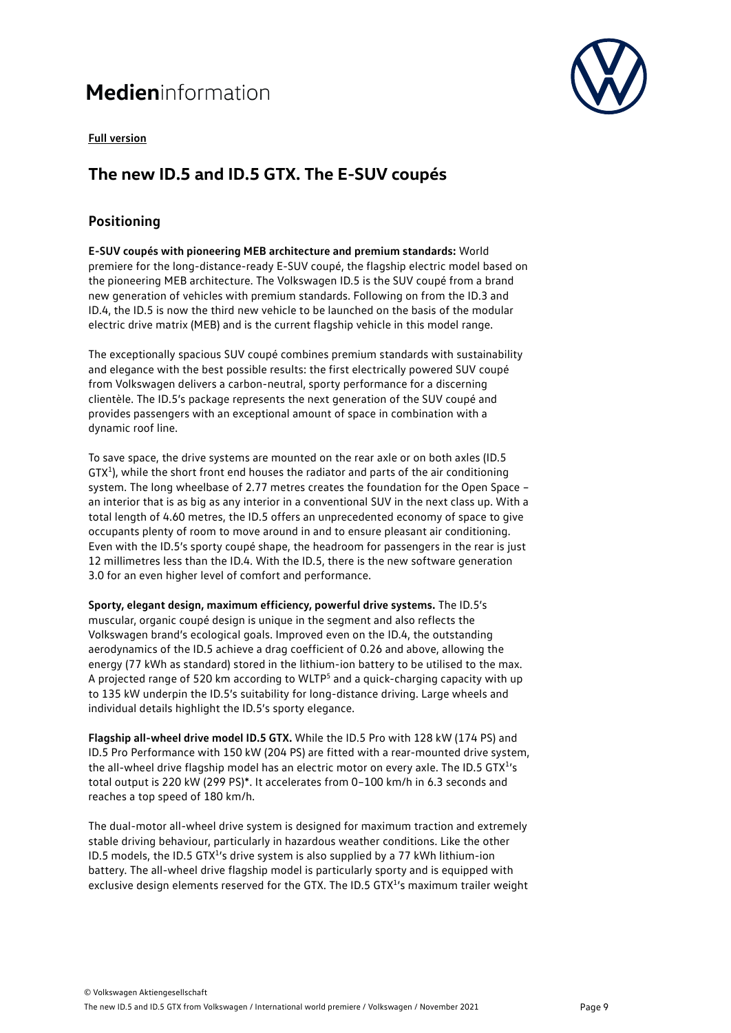**Full version**

# The new ID.5 and ID.5 GTX. The E-SUV coupés

## Positioning

**E-SUV coupés with pioneering MEB architecture and premium standards:** World premiere for the long-distance-ready E-SUV coupé, the flagship electric model based on the pioneering MEB architecture. The Volkswagen ID.5 is the SUV coupé from a brand new generation of vehicles with premium standards. Following on from the ID.3 and ID.4, the ID.5 is now the third new vehicle to be launched on the basis of the modular electric drive matrix (MEB) and is the current flagship vehicle in this model range.

The exceptionally spacious SUV coupé combines premium standards with sustainability and elegance with the best possible results: the first electrically powered SUV coupé from Volkswagen delivers a carbon-neutral, sporty performance for a discerning clientèle. The ID.5's package represents the next generation of the SUV coupé and provides passengers with an exceptional amount of space in combination with a dynamic roof line.

To save space, the drive systems are mounted on the rear axle or on both axles (ID.5 GTX[1]), while the short front end houses the radiator and parts of the air conditioning system. The long wheelbase of 2.77 metres creates the foundation for the Open Space – an interior that is as big as any interior in a conventional SUV in the next class up. With a total length of 4.60 metres, the ID.5 offers an unprecedented economy of space to give occupants plenty of room to move around in and to ensure pleasant air conditioning. Even with the ID.5's sporty coupé shape, the headroom for passengers in the rear is just 12 millimetres less than the ID.4. With the ID.5, there is the new software generation 3.0 for an even higher level of comfort and performance.

**Sporty, elegant design, maximum efficiency, powerful drive systems.** The ID.5's muscular, organic coupé design is unique in the segment and also reflects the Volkswagen brand's ecological goals. Improved even on the ID.4, the outstanding aerodynamics of the ID.5 achieve a drag coefficient of 0.26 and above, allowing the energy (77 kWh as standard) stored in the lithium-ion battery to be utilised to the max. A projected range of 520 km according to WLTP[5] and a quick-charging capacity with up to 135 kW underpin the ID.5's suitability for long-distance driving. Large wheels and individual details highlight the ID.5's sporty elegance.

**Flagship all-wheel drive model ID.5 GTX.** While the ID.5 Pro with 128 kW (174 PS) and ID.5 Pro Performance with 150 kW (204 PS) are fitted with a rear-mounted drive system, the all-wheel drive flagship model has an electric motor on every axle. The ID.5 GTX[1]'s total output is 220 kW (299 PS)*. It accelerates from 0–100 km/h in 6.3 seconds and reaches a top speed of 180 km/h.

The dual-motor all-wheel drive system is designed for maximum traction and extremely stable driving behaviour, particularly in hazardous weather conditions. Like the other ID.5 models, the ID.5 GTX[1]'s drive system is also supplied by a 77 kWh lithium-ion battery. The all-wheel drive flagship model is particularly sporty and is equipped with exclusive design elements reserved for the GTX. The ID.5 GTX[1]'s maximum trailer weight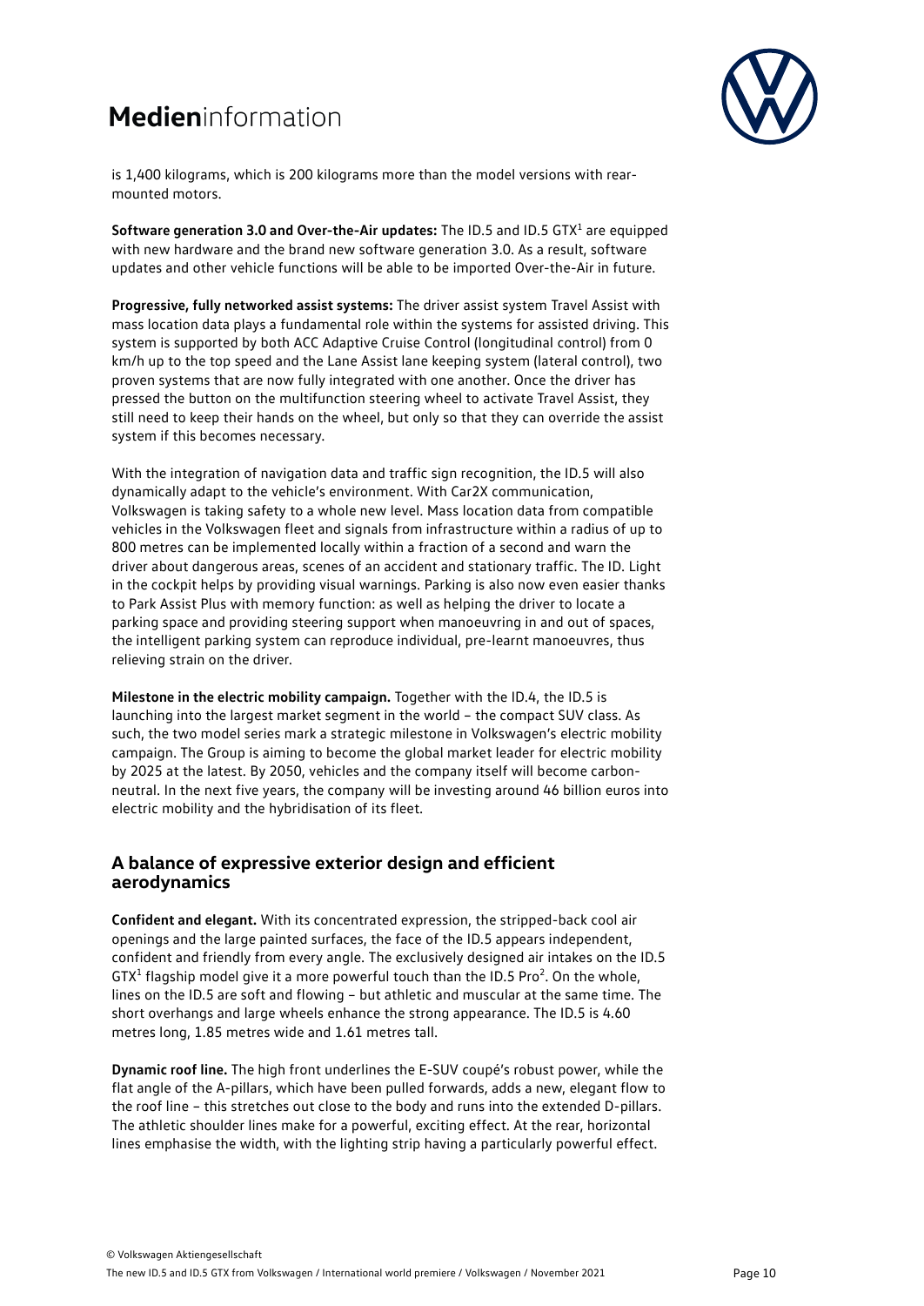is 1,400 kilograms, which is 200 kilograms more than the model versions with rear-mounted motors.

**Software generation 3.0 and Over-the-Air updates:** The ID.5 and ID.5 GTX[1] are equipped with new hardware and the brand new software generation 3.0. As a result, software updates and other vehicle functions will be able to be imported Over-the-Air in future.

**Progressive, fully networked assist systems:** The driver assist system Travel Assist with mass location data plays a fundamental role within the systems for assisted driving. This system is supported by both ACC Adaptive Cruise Control (longitudinal control) from 0 km/h up to the top speed and the Lane Assist lane keeping system (lateral control), two proven systems that are now fully integrated with one another. Once the driver has pressed the button on the multifunction steering wheel to activate Travel Assist, they still need to keep their hands on the wheel, but only so that they can override the assist system if this becomes necessary.

With the integration of navigation data and traffic sign recognition, the ID.5 will also dynamically adapt to the vehicle's environment. With Car2X communication, Volkswagen is taking safety to a whole new level. Mass location data from compatible vehicles in the Volkswagen fleet and signals from infrastructure within a radius of up to 800 metres can be implemented locally within a fraction of a second and warn the driver about dangerous areas, scenes of an accident and stationary traffic. The ID. Light in the cockpit helps by providing visual warnings. Parking is also now even easier thanks to Park Assist Plus with memory function: as well as helping the driver to locate a parking space and providing steering support when manoeuvring in and out of spaces, the intelligent parking system can reproduce individual, pre-learnt manoeuvres, thus relieving strain on the driver.

**Milestone in the electric mobility campaign.** Together with the ID.4, the ID.5 is launching into the largest market segment in the world – the compact SUV class. As such, the two model series mark a strategic milestone in Volkswagen's electric mobility campaign. The Group is aiming to become the global market leader for electric mobility by 2025 at the latest. By 2050, vehicles and the company itself will become carbon-neutral. In the next five years, the company will be investing around 46 billion euros into electric mobility and the hybridisation of its fleet.

## A balance of expressive exterior design and efficient aerodynamics

**Confident and elegant.** With its concentrated expression, the stripped-back cool air openings and the large painted surfaces, the face of the ID.5 appears independent, confident and friendly from every angle. The exclusively designed air intakes on the ID.5 GTX[1] flagship model give it a more powerful touch than the ID.5 Pro[2]. On the whole, lines on the ID.5 are soft and flowing – but athletic and muscular at the same time. The short overhangs and large wheels enhance the strong appearance. The ID.5 is 4.60 metres long, 1.85 metres wide and 1.61 metres tall.

**Dynamic roof line.** The high front underlines the E-SUV coupé's robust power, while the flat angle of the A-pillars, which have been pulled forwards, adds a new, elegant flow to the roof line – this stretches out close to the body and runs into the extended D-pillars. The athletic shoulder lines make for a powerful, exciting effect. At the rear, horizontal lines emphasise the width, with the lighting strip having a particularly powerful effect.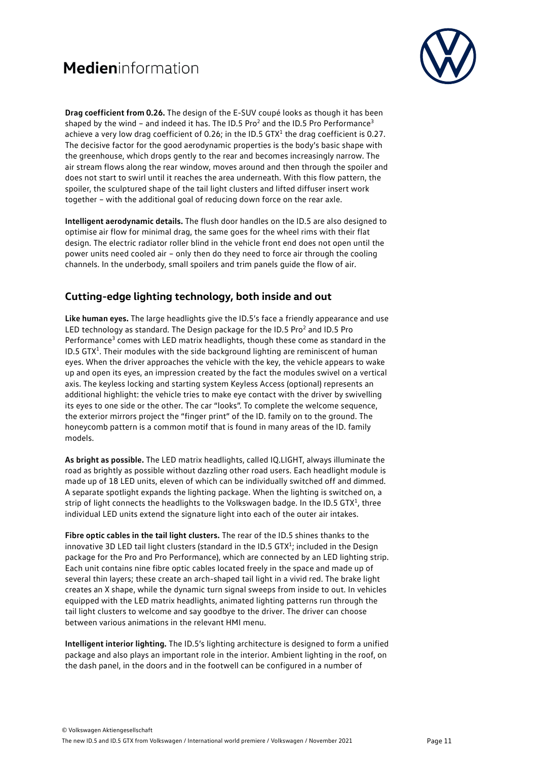**Drag coefficient from 0.26.** The design of the E-SUV coupé looks as though it has been shaped by the wind – and indeed it has. The ID.5 Pro[2] and the ID.5 Pro Performance[3] achieve a very low drag coefficient of 0.26; in the ID.5 GTX[1] the drag coefficient is 0.27. The decisive factor for the good aerodynamic properties is the body's basic shape with the greenhouse, which drops gently to the rear and becomes increasingly narrow. The air stream flows along the rear window, moves around and then through the spoiler and does not start to swirl until it reaches the area underneath. With this flow pattern, the spoiler, the sculptured shape of the tail light clusters and lifted diffuser insert work together – with the additional goal of reducing down force on the rear axle.

**Intelligent aerodynamic details.** The flush door handles on the ID.5 are also designed to optimise air flow for minimal drag, the same goes for the wheel rims with their flat design. The electric radiator roller blind in the vehicle front end does not open until the power units need cooled air – only then do they need to force air through the cooling channels. In the underbody, small spoilers and trim panels guide the flow of air.

## Cutting-edge lighting technology, both inside and out

**Like human eyes.** The large headlights give the ID.5's face a friendly appearance and use LED technology as standard. The Design package for the ID.5 Pro[2] and ID.5 Pro Performance[3] comes with LED matrix headlights, though these come as standard in the ID.5 GTX[1]. Their modules with the side background lighting are reminiscent of human eyes. When the driver approaches the vehicle with the key, the vehicle appears to wake up and open its eyes, an impression created by the fact the modules swivel on a vertical axis. The keyless locking and starting system Keyless Access (optional) represents an additional highlight: the vehicle tries to make eye contact with the driver by swivelling its eyes to one side or the other. The car "looks". To complete the welcome sequence, the exterior mirrors project the "finger print" of the ID. family on to the ground. The honeycomb pattern is a common motif that is found in many areas of the ID. family models.

**As bright as possible.** The LED matrix headlights, called IQ.LIGHT, always illuminate the road as brightly as possible without dazzling other road users. Each headlight module is made up of 18 LED units, eleven of which can be individually switched off and dimmed. A separate spotlight expands the lighting package. When the lighting is switched on, a strip of light connects the headlights to the Volkswagen badge. In the ID.5 GTX[1], three individual LED units extend the signature light into each of the outer air intakes.

**Fibre optic cables in the tail light clusters.** The rear of the ID.5 shines thanks to the innovative 3D LED tail light clusters (standard in the ID.5 GTX[1]; included in the Design package for the Pro and Pro Performance), which are connected by an LED lighting strip. Each unit contains nine fibre optic cables located freely in the space and made up of several thin layers; these create an arch-shaped tail light in a vivid red. The brake light creates an X shape, while the dynamic turn signal sweeps from inside to out. In vehicles equipped with the LED matrix headlights, animated lighting patterns run through the tail light clusters to welcome and say goodbye to the driver. The driver can choose between various animations in the relevant HMI menu.

**Intelligent interior lighting.** The ID.5's lighting architecture is designed to form a unified package and also plays an important role in the interior. Ambient lighting in the roof, on the dash panel, in the doors and in the footwell can be configured in a number of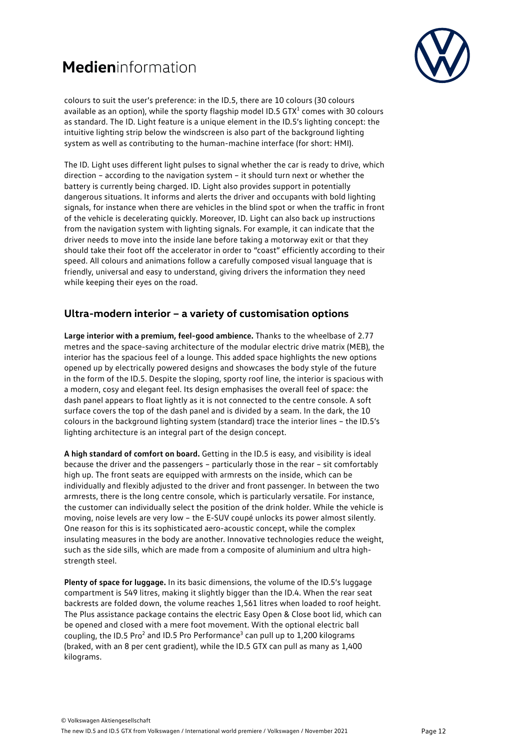colours to suit the user's preference: in the ID.5, there are 10 colours (30 colours available as an option), while the sporty flagship model ID.5 GTX[1] comes with 30 colours as standard. The ID. Light feature is a unique element in the ID.5's lighting concept: the intuitive lighting strip below the windscreen is also part of the background lighting system as well as contributing to the human-machine interface (for short: HMI).

The ID. Light uses different light pulses to signal whether the car is ready to drive, which direction – according to the navigation system – it should turn next or whether the battery is currently being charged. ID. Light also provides support in potentially dangerous situations. It informs and alerts the driver and occupants with bold lighting signals, for instance when there are vehicles in the blind spot or when the traffic in front of the vehicle is decelerating quickly. Moreover, ID. Light can also back up instructions from the navigation system with lighting signals. For example, it can indicate that the driver needs to move into the inside lane before taking a motorway exit or that they should take their foot off the accelerator in order to "coast" efficiently according to their speed. All colours and animations follow a carefully composed visual language that is friendly, universal and easy to understand, giving drivers the information they need while keeping their eyes on the road.

## Ultra-modern interior – a variety of customisation options

**Large interior with a premium, feel-good ambience.** Thanks to the wheelbase of 2.77 metres and the space-saving architecture of the modular electric drive matrix (MEB), the interior has the spacious feel of a lounge. This added space highlights the new options opened up by electrically powered designs and showcases the body style of the future in the form of the ID.5. Despite the sloping, sporty roof line, the interior is spacious with a modern, cosy and elegant feel. Its design emphasises the overall feel of space: the dash panel appears to float lightly as it is not connected to the centre console. A soft surface covers the top of the dash panel and is divided by a seam. In the dark, the 10 colours in the background lighting system (standard) trace the interior lines – the ID.5's lighting architecture is an integral part of the design concept.

**A high standard of comfort on board.** Getting in the ID.5 is easy, and visibility is ideal because the driver and the passengers – particularly those in the rear – sit comfortably high up. The front seats are equipped with armrests on the inside, which can be individually and flexibly adjusted to the driver and front passenger. In between the two armrests, there is the long centre console, which is particularly versatile. For instance, the customer can individually select the position of the drink holder. While the vehicle is moving, noise levels are very low – the E-SUV coupé unlocks its power almost silently. One reason for this is its sophisticated aero-acoustic concept, while the complex insulating measures in the body are another. Innovative technologies reduce the weight, such as the side sills, which are made from a composite of aluminium and ultra high-strength steel.

**Plenty of space for luggage.** In its basic dimensions, the volume of the ID.5's luggage compartment is 549 litres, making it slightly bigger than the ID.4. When the rear seat backrests are folded down, the volume reaches 1,561 litres when loaded to roof height. The Plus assistance package contains the electric Easy Open & Close boot lid, which can be opened and closed with a mere foot movement. With the optional electric ball coupling, the ID.5 Pro[2] and ID.5 Pro Performance[3] can pull up to 1,200 kilograms (braked, with an 8 per cent gradient), while the ID.5 GTX can pull as many as 1,400 kilograms.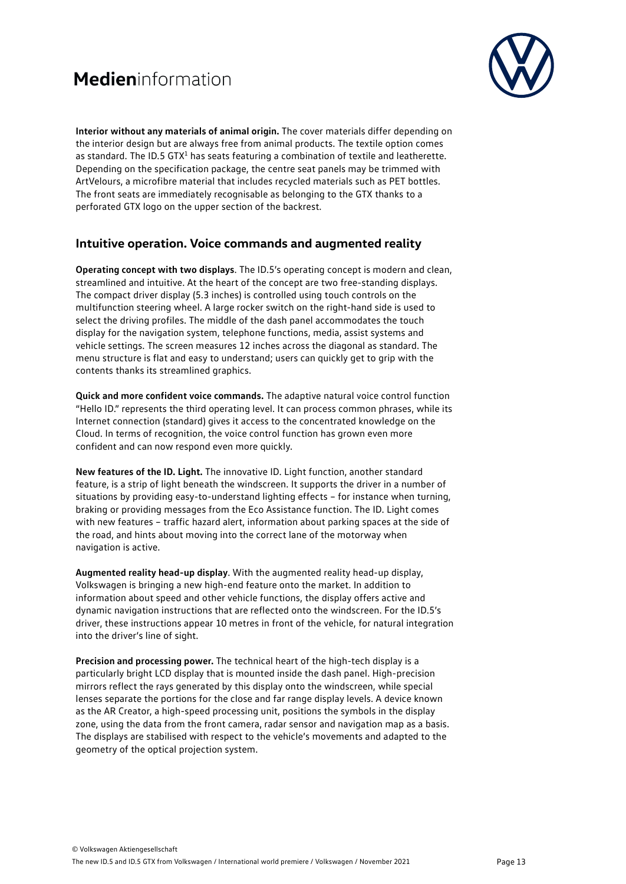**Interior without any materials of animal origin.** The cover materials differ depending on the interior design but are always free from animal products. The textile option comes as standard. The ID.5 GTX[1] has seats featuring a combination of textile and leatherette. Depending on the specification package, the centre seat panels may be trimmed with ArtVelours, a microfibre material that includes recycled materials such as PET bottles. The front seats are immediately recognisable as belonging to the GTX thanks to a perforated GTX logo on the upper section of the backrest.

## Intuitive operation. Voice commands and augmented reality

**Operating concept with two displays**. The ID.5's operating concept is modern and clean, streamlined and intuitive. At the heart of the concept are two free-standing displays. The compact driver display (5.3 inches) is controlled using touch controls on the multifunction steering wheel. A large rocker switch on the right-hand side is used to select the driving profiles. The middle of the dash panel accommodates the touch display for the navigation system, telephone functions, media, assist systems and vehicle settings. The screen measures 12 inches across the diagonal as standard. The menu structure is flat and easy to understand; users can quickly get to grip with the contents thanks its streamlined graphics.

**Quick and more confident voice commands.** The adaptive natural voice control function "Hello ID." represents the third operating level. It can process common phrases, while its Internet connection (standard) gives it access to the concentrated knowledge on the Cloud. In terms of recognition, the voice control function has grown even more confident and can now respond even more quickly.

**New features of the ID. Light.** The innovative ID. Light function, another standard feature, is a strip of light beneath the windscreen. It supports the driver in a number of situations by providing easy-to-understand lighting effects – for instance when turning, braking or providing messages from the Eco Assistance function. The ID. Light comes with new features – traffic hazard alert, information about parking spaces at the side of the road, and hints about moving into the correct lane of the motorway when navigation is active.

**Augmented reality head-up display**. With the augmented reality head-up display, Volkswagen is bringing a new high-end feature onto the market. In addition to information about speed and other vehicle functions, the display offers active and dynamic navigation instructions that are reflected onto the windscreen. For the ID.5's driver, these instructions appear 10 metres in front of the vehicle, for natural integration into the driver's line of sight.

**Precision and processing power.** The technical heart of the high-tech display is a particularly bright LCD display that is mounted inside the dash panel. High-precision mirrors reflect the rays generated by this display onto the windscreen, while special lenses separate the portions for the close and far range display levels. A device known as the AR Creator, a high-speed processing unit, positions the symbols in the display zone, using the data from the front camera, radar sensor and navigation map as a basis. The displays are stabilised with respect to the vehicle's movements and adapted to the geometry of the optical projection system.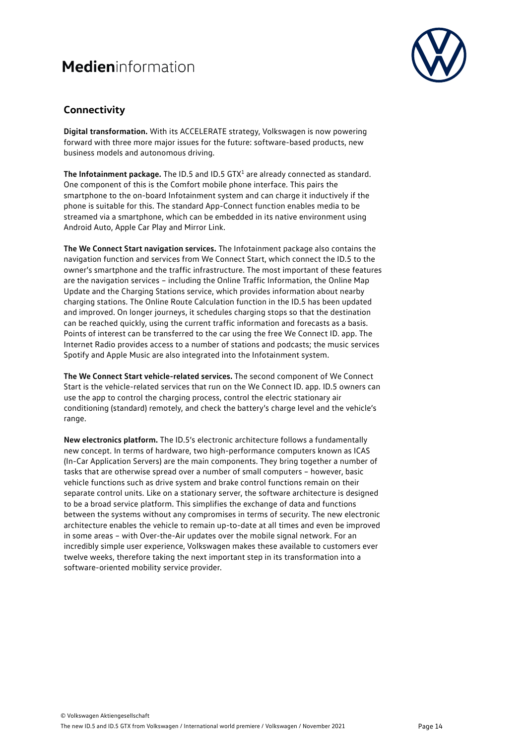## Connectivity

**Digital transformation.** With its ACCELERATE strategy, Volkswagen is now powering forward with three more major issues for the future: software-based products, new business models and autonomous driving.

**The Infotainment package.** The ID.5 and ID.5 GTX[1] are already connected as standard. One component of this is the Comfort mobile phone interface. This pairs the smartphone to the on-board Infotainment system and can charge it inductively if the phone is suitable for this. The standard App-Connect function enables media to be streamed via a smartphone, which can be embedded in its native environment using Android Auto, Apple Car Play and Mirror Link.

**The We Connect Start navigation services.** The Infotainment package also contains the navigation function and services from We Connect Start, which connect the ID.5 to the owner's smartphone and the traffic infrastructure. The most important of these features are the navigation services – including the Online Traffic Information, the Online Map Update and the Charging Stations service, which provides information about nearby charging stations. The Online Route Calculation function in the ID.5 has been updated and improved. On longer journeys, it schedules charging stops so that the destination can be reached quickly, using the current traffic information and forecasts as a basis. Points of interest can be transferred to the car using the free We Connect ID. app. The Internet Radio provides access to a number of stations and podcasts; the music services Spotify and Apple Music are also integrated into the Infotainment system.

**The We Connect Start vehicle-related services.** The second component of We Connect Start is the vehicle-related services that run on the We Connect ID. app. ID.5 owners can use the app to control the charging process, control the electric stationary air conditioning (standard) remotely, and check the battery's charge level and the vehicle's range.

**New electronics platform.** The ID.5's electronic architecture follows a fundamentally new concept. In terms of hardware, two high-performance computers known as ICAS (In-Car Application Servers) are the main components. They bring together a number of tasks that are otherwise spread over a number of small computers – however, basic vehicle functions such as drive system and brake control functions remain on their separate control units. Like on a stationary server, the software architecture is designed to be a broad service platform. This simplifies the exchange of data and functions between the systems without any compromises in terms of security. The new electronic architecture enables the vehicle to remain up-to-date at all times and even be improved in some areas – with Over-the-Air updates over the mobile signal network. For an incredibly simple user experience, Volkswagen makes these available to customers ever twelve weeks, therefore taking the next important step in its transformation into a software-oriented mobility service provider.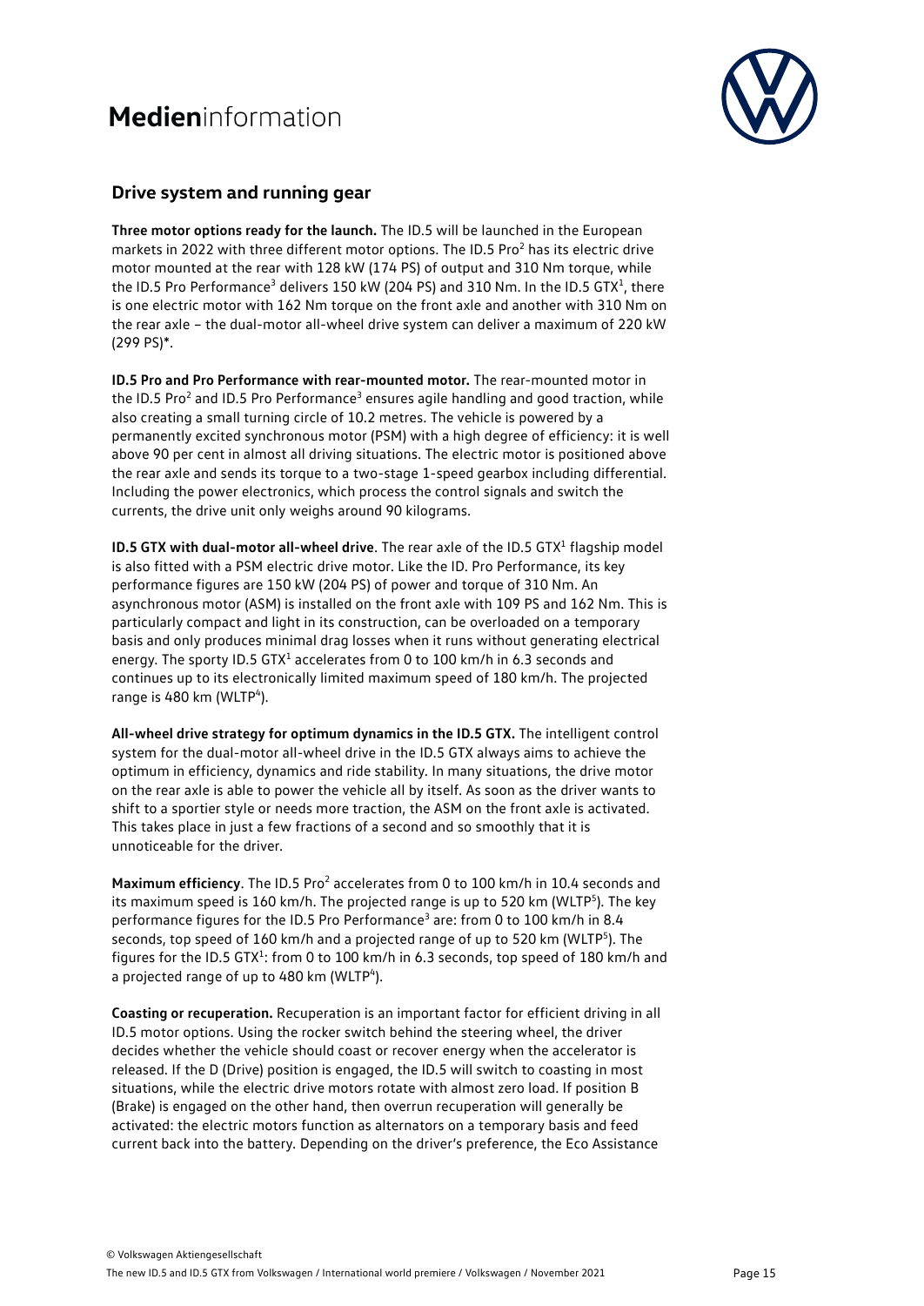## Drive system and running gear

**Three motor options ready for the launch.** The ID.5 will be launched in the European markets in 2022 with three different motor options. The ID.5 Pro[2] has its electric drive motor mounted at the rear with 128 kW (174 PS) of output and 310 Nm torque, while the ID.5 Pro Performance[3] delivers 150 kW (204 PS) and 310 Nm. In the ID.5 GTX[1], there is one electric motor with 162 Nm torque on the front axle and another with 310 Nm on the rear axle – the dual-motor all-wheel drive system can deliver a maximum of 220 kW (299 PS)*.

**ID.5 Pro and Pro Performance with rear-mounted motor.** The rear-mounted motor in the ID.5 Pro[2] and ID.5 Pro Performance[3] ensures agile handling and good traction, while also creating a small turning circle of 10.2 metres. The vehicle is powered by a permanently excited synchronous motor (PSM) with a high degree of efficiency: it is well above 90 per cent in almost all driving situations. The electric motor is positioned above the rear axle and sends its torque to a two-stage 1-speed gearbox including differential. Including the power electronics, which process the control signals and switch the currents, the drive unit only weighs around 90 kilograms.

**ID.5 GTX with dual-motor all-wheel drive**. The rear axle of the ID.5 GTX[1] flagship model is also fitted with a PSM electric drive motor. Like the ID. Pro Performance, its key performance figures are 150 kW (204 PS) of power and torque of 310 Nm. An asynchronous motor (ASM) is installed on the front axle with 109 PS and 162 Nm. This is particularly compact and light in its construction, can be overloaded on a temporary basis and only produces minimal drag losses when it runs without generating electrical energy. The sporty ID.5 GTX[1] accelerates from 0 to 100 km/h in 6.3 seconds and continues up to its electronically limited maximum speed of 180 km/h. The projected range is 480 km (WLTP[4]).

**All-wheel drive strategy for optimum dynamics in the ID.5 GTX.** The intelligent control system for the dual-motor all-wheel drive in the ID.5 GTX always aims to achieve the optimum in efficiency, dynamics and ride stability. In many situations, the drive motor on the rear axle is able to power the vehicle all by itself. As soon as the driver wants to shift to a sportier style or needs more traction, the ASM on the front axle is activated. This takes place in just a few fractions of a second and so smoothly that it is unnoticeable for the driver.

**Maximum efficiency**. The ID.5 Pro[2] accelerates from 0 to 100 km/h in 10.4 seconds and its maximum speed is 160 km/h. The projected range is up to 520 km (WLTP[5]). The key performance figures for the ID.5 Pro Performance[3] are: from 0 to 100 km/h in 8.4 seconds, top speed of 160 km/h and a projected range of up to 520 km (WLTP[5]). The figures for the ID.5 GTX[1]: from 0 to 100 km/h in 6.3 seconds, top speed of 180 km/h and a projected range of up to 480 km (WLTP[4]).

**Coasting or recuperation.** Recuperation is an important factor for efficient driving in all ID.5 motor options. Using the rocker switch behind the steering wheel, the driver decides whether the vehicle should coast or recover energy when the accelerator is released. If the D (Drive) position is engaged, the ID.5 will switch to coasting in most situations, while the electric drive motors rotate with almost zero load. If position B (Brake) is engaged on the other hand, then overrun recuperation will generally be activated: the electric motors function as alternators on a temporary basis and feed current back into the battery. Depending on the driver's preference, the Eco Assistance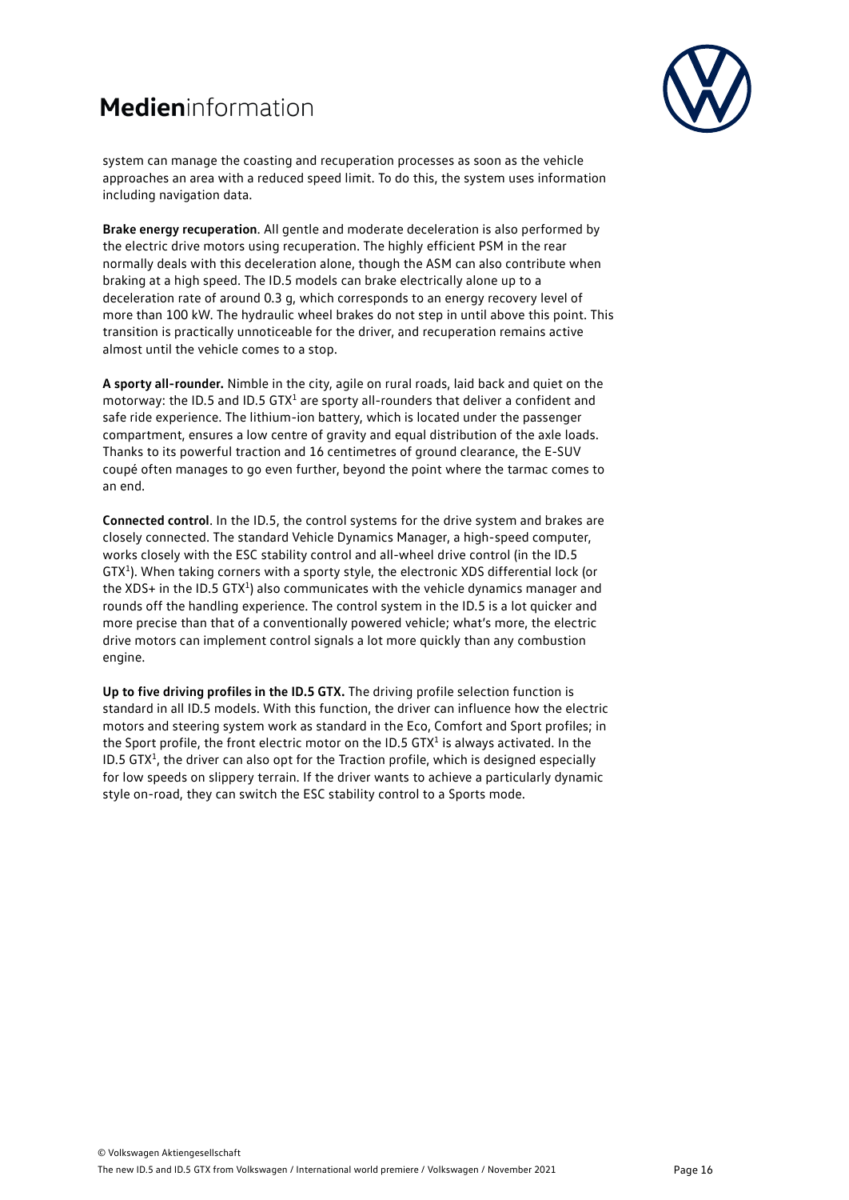system can manage the coasting and recuperation processes as soon as the vehicle approaches an area with a reduced speed limit. To do this, the system uses information including navigation data.

**Brake energy recuperation**. All gentle and moderate deceleration is also performed by the electric drive motors using recuperation. The highly efficient PSM in the rear normally deals with this deceleration alone, though the ASM can also contribute when braking at a high speed. The ID.5 models can brake electrically alone up to a deceleration rate of around 0.3 g, which corresponds to an energy recovery level of more than 100 kW. The hydraulic wheel brakes do not step in until above this point. This transition is practically unnoticeable for the driver, and recuperation remains active almost until the vehicle comes to a stop.

**A sporty all-rounder.** Nimble in the city, agile on rural roads, laid back and quiet on the motorway: the ID.5 and ID.5 GTX[1] are sporty all-rounders that deliver a confident and safe ride experience. The lithium-ion battery, which is located under the passenger compartment, ensures a low centre of gravity and equal distribution of the axle loads. Thanks to its powerful traction and 16 centimetres of ground clearance, the E-SUV coupé often manages to go even further, beyond the point where the tarmac comes to an end.

**Connected control**. In the ID.5, the control systems for the drive system and brakes are closely connected. The standard Vehicle Dynamics Manager, a high-speed computer, works closely with the ESC stability control and all-wheel drive control (in the ID.5 GTX[1]). When taking corners with a sporty style, the electronic XDS differential lock (or the XDS+ in the ID.5 GTX[1]) also communicates with the vehicle dynamics manager and rounds off the handling experience. The control system in the ID.5 is a lot quicker and more precise than that of a conventionally powered vehicle; what's more, the electric drive motors can implement control signals a lot more quickly than any combustion engine.

**Up to five driving profiles in the ID.5 GTX.** The driving profile selection function is standard in all ID.5 models. With this function, the driver can influence how the electric motors and steering system work as standard in the Eco, Comfort and Sport profiles; in the Sport profile, the front electric motor on the ID.5 GTX[1] is always activated. In the ID.5 GTX[1], the driver can also opt for the Traction profile, which is designed especially for low speeds on slippery terrain. If the driver wants to achieve a particularly dynamic style on-road, they can switch the ESC stability control to a Sports mode.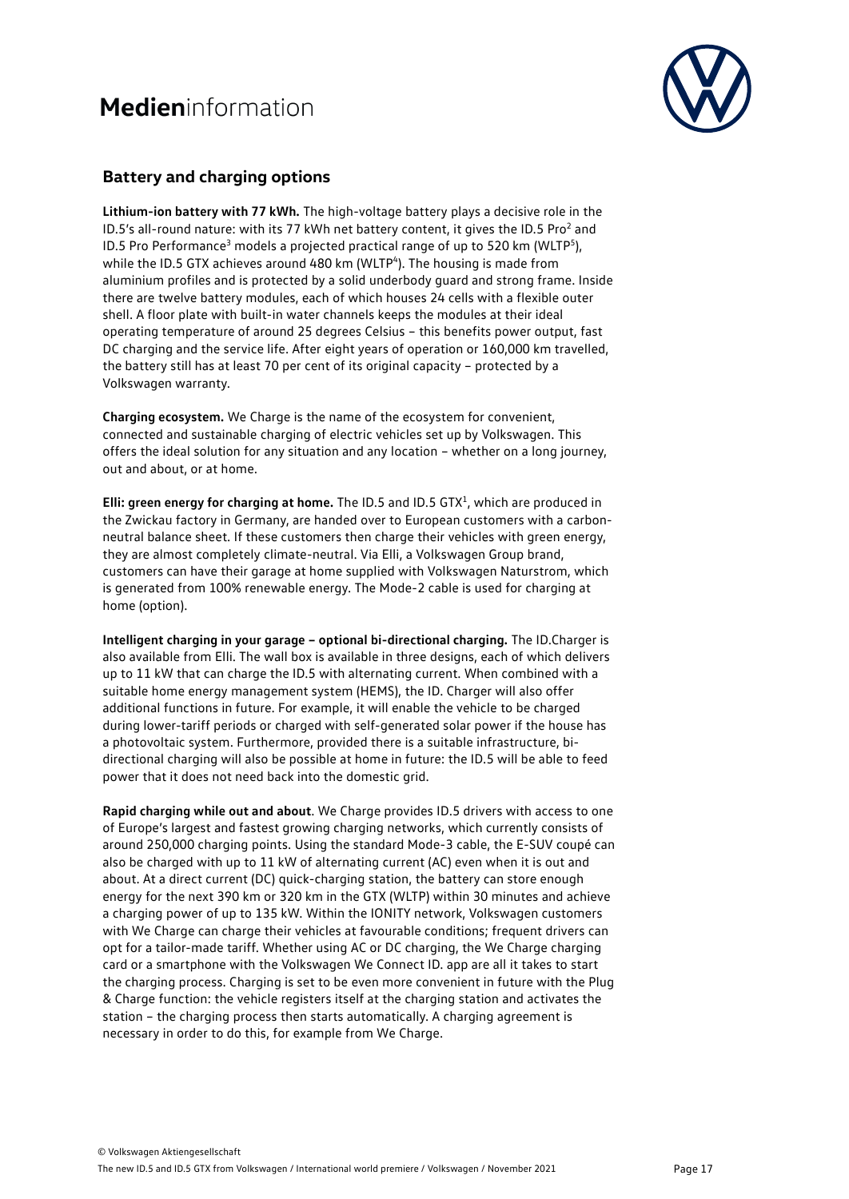## Battery and charging options

**Lithium-ion battery with 77 kWh.** The high-voltage battery plays a decisive role in the ID.5's all-round nature: with its 77 kWh net battery content, it gives the ID.5 Pro[2] and ID.5 Pro Performance[3] models a projected practical range of up to 520 km (WLTP[5]), while the ID.5 GTX achieves around 480 km (WLTP[4]). The housing is made from aluminium profiles and is protected by a solid underbody guard and strong frame. Inside there are twelve battery modules, each of which houses 24 cells with a flexible outer shell. A floor plate with built-in water channels keeps the modules at their ideal operating temperature of around 25 degrees Celsius – this benefits power output, fast DC charging and the service life. After eight years of operation or 160,000 km travelled, the battery still has at least 70 per cent of its original capacity – protected by a Volkswagen warranty.

**Charging ecosystem.** We Charge is the name of the ecosystem for convenient, connected and sustainable charging of electric vehicles set up by Volkswagen. This offers the ideal solution for any situation and any location – whether on a long journey, out and about, or at home.

**Elli: green energy for charging at home.** The ID.5 and ID.5 GTX[1], which are produced in the Zwickau factory in Germany, are handed over to European customers with a carbon-neutral balance sheet. If these customers then charge their vehicles with green energy, they are almost completely climate-neutral. Via Elli, a Volkswagen Group brand, customers can have their garage at home supplied with Volkswagen Naturstrom, which is generated from 100% renewable energy. The Mode-2 cable is used for charging at home (option).

**Intelligent charging in your garage – optional bi-directional charging.** The ID.Charger is also available from Elli. The wall box is available in three designs, each of which delivers up to 11 kW that can charge the ID.5 with alternating current. When combined with a suitable home energy management system (HEMS), the ID. Charger will also offer additional functions in future. For example, it will enable the vehicle to be charged during lower-tariff periods or charged with self-generated solar power if the house has a photovoltaic system. Furthermore, provided there is a suitable infrastructure, bi-directional charging will also be possible at home in future: the ID.5 will be able to feed power that it does not need back into the domestic grid.

**Rapid charging while out and about**. We Charge provides ID.5 drivers with access to one of Europe's largest and fastest growing charging networks, which currently consists of around 250,000 charging points. Using the standard Mode-3 cable, the E-SUV coupé can also be charged with up to 11 kW of alternating current (AC) even when it is out and about. At a direct current (DC) quick-charging station, the battery can store enough energy for the next 390 km or 320 km in the GTX (WLTP) within 30 minutes and achieve a charging power of up to 135 kW. Within the IONITY network, Volkswagen customers with We Charge can charge their vehicles at favourable conditions; frequent drivers can opt for a tailor-made tariff. Whether using AC or DC charging, the We Charge charging card or a smartphone with the Volkswagen We Connect ID. app are all it takes to start the charging process. Charging is set to be even more convenient in future with the Plug & Charge function: the vehicle registers itself at the charging station and activates the station – the charging process then starts automatically. A charging agreement is necessary in order to do this, for example from We Charge.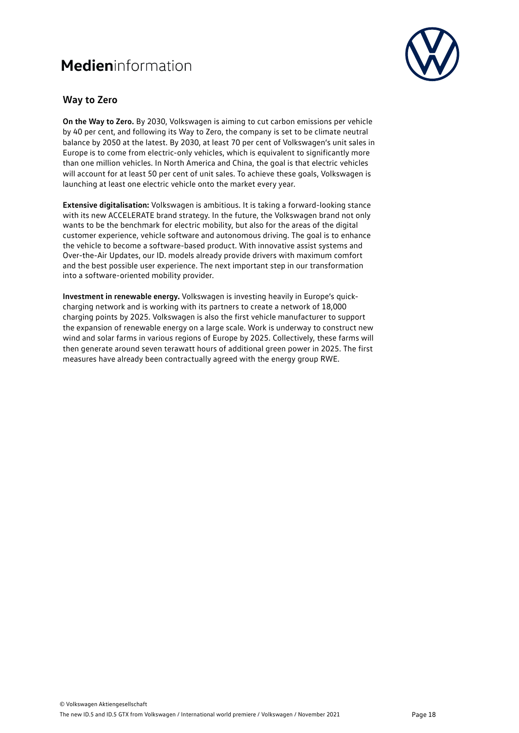## Way to Zero

**On the Way to Zero.** By 2030, Volkswagen is aiming to cut carbon emissions per vehicle by 40 per cent, and following its Way to Zero, the company is set to be climate neutral balance by 2050 at the latest. By 2030, at least 70 per cent of Volkswagen's unit sales in Europe is to come from electric-only vehicles, which is equivalent to significantly more than one million vehicles. In North America and China, the goal is that electric vehicles will account for at least 50 per cent of unit sales. To achieve these goals, Volkswagen is launching at least one electric vehicle onto the market every year.

**Extensive digitalisation:** Volkswagen is ambitious. It is taking a forward-looking stance with its new ACCELERATE brand strategy. In the future, the Volkswagen brand not only wants to be the benchmark for electric mobility, but also for the areas of the digital customer experience, vehicle software and autonomous driving. The goal is to enhance the vehicle to become a software-based product. With innovative assist systems and Over-the-Air Updates, our ID. models already provide drivers with maximum comfort and the best possible user experience. The next important step in our transformation into a software-oriented mobility provider.

**Investment in renewable energy.** Volkswagen is investing heavily in Europe's quick-charging network and is working with its partners to create a network of 18,000 charging points by 2025. Volkswagen is also the first vehicle manufacturer to support the expansion of renewable energy on a large scale. Work is underway to construct new wind and solar farms in various regions of Europe by 2025. Collectively, these farms will then generate around seven terawatt hours of additional green power in 2025. The first measures have already been contractually agreed with the energy group RWE.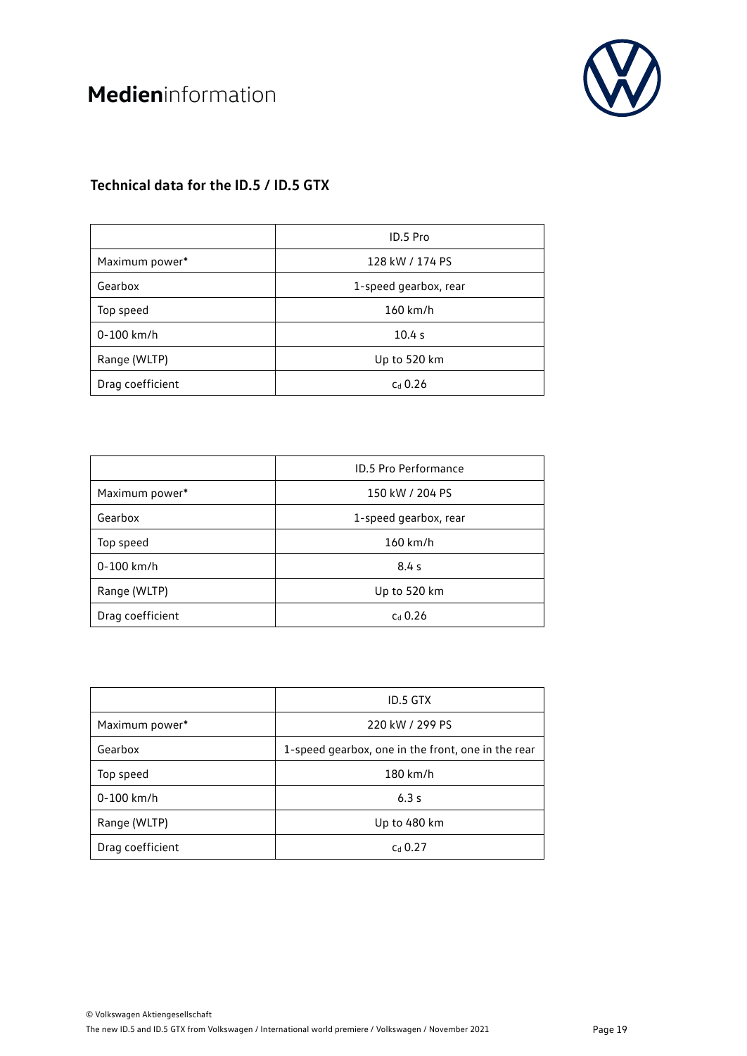# Medieninformation

## Technical data for the ID.5 / ID.5 GTX

| | ID.5 Pro |
|---|---|
| Maximum power* | 128 kW / 174 PS |
| Gearbox | 1-speed gearbox, rear |
| Top speed | 160 km/h |
| 0-100 km/h | 10.4 s |
| Range (WLTP) | Up to 520 km |
| Drag coefficient | $c_d$ 0.26 |

| | ID.5 Pro Performance |
|---|---|
| Maximum power* | 150 kW / 204 PS |
| Gearbox | 1-speed gearbox, rear |
| Top speed | 160 km/h |
| 0-100 km/h | 8.4 s |
| Range (WLTP) | Up to 520 km |
| Drag coefficient | $c_d$ 0.26 |

| | ID.5 GTX |
|---|---|
| Maximum power* | 220 kW / 299 PS |
| Gearbox | 1-speed gearbox, one in the front, one in the rear |
| Top speed | 180 km/h |
| 0-100 km/h | 6.3 s |
| Range (WLTP) | Up to 480 km |
| Drag coefficient | $c_d$ 0.27 |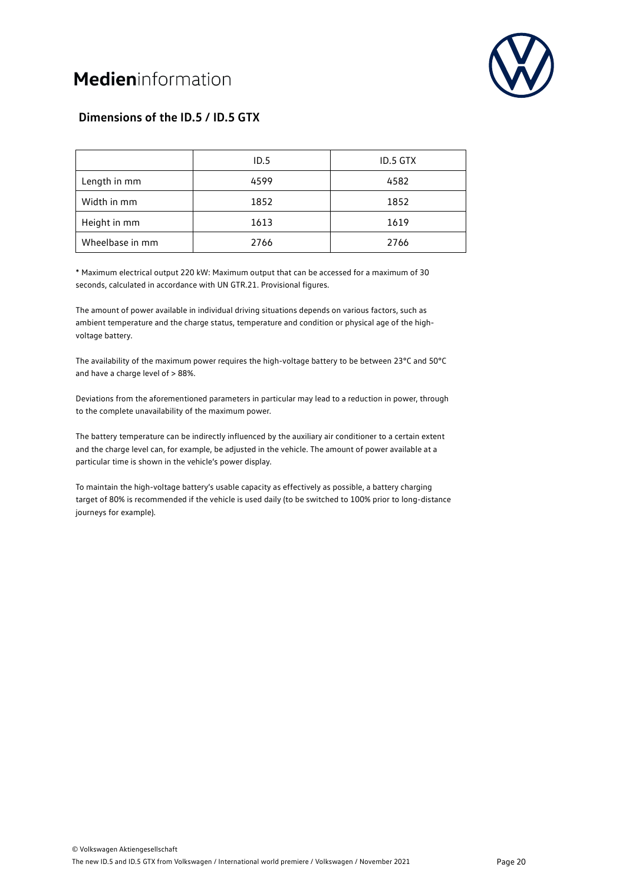## Dimensions of the ID.5 / ID.5 GTX

| | ID.5 | ID.5 GTX |
|---|---|---|
| Length in mm | 4599 | 4582 |
| Width in mm | 1852 | 1852 |
| Height in mm | 1613 | 1619 |
| Wheelbase in mm | 2766 | 2766 |

* Maximum electrical output 220 kW: Maximum output that can be accessed for a maximum of 30 seconds, calculated in accordance with UN GTR.21. Provisional figures.

The amount of power available in individual driving situations depends on various factors, such as ambient temperature and the charge status, temperature and condition or physical age of the high-voltage battery.

The availability of the maximum power requires the high-voltage battery to be between 23°C and 50°C and have a charge level of > 88%.

Deviations from the aforementioned parameters in particular may lead to a reduction in power, through to the complete unavailability of the maximum power.

The battery temperature can be indirectly influenced by the auxiliary air conditioner to a certain extent and the charge level can, for example, be adjusted in the vehicle. The amount of power available at a particular time is shown in the vehicle's power display.

To maintain the high-voltage battery's usable capacity as effectively as possible, a battery charging target of 80% is recommended if the vehicle is used daily (to be switched to 100% prior to long-distance journeys for example).